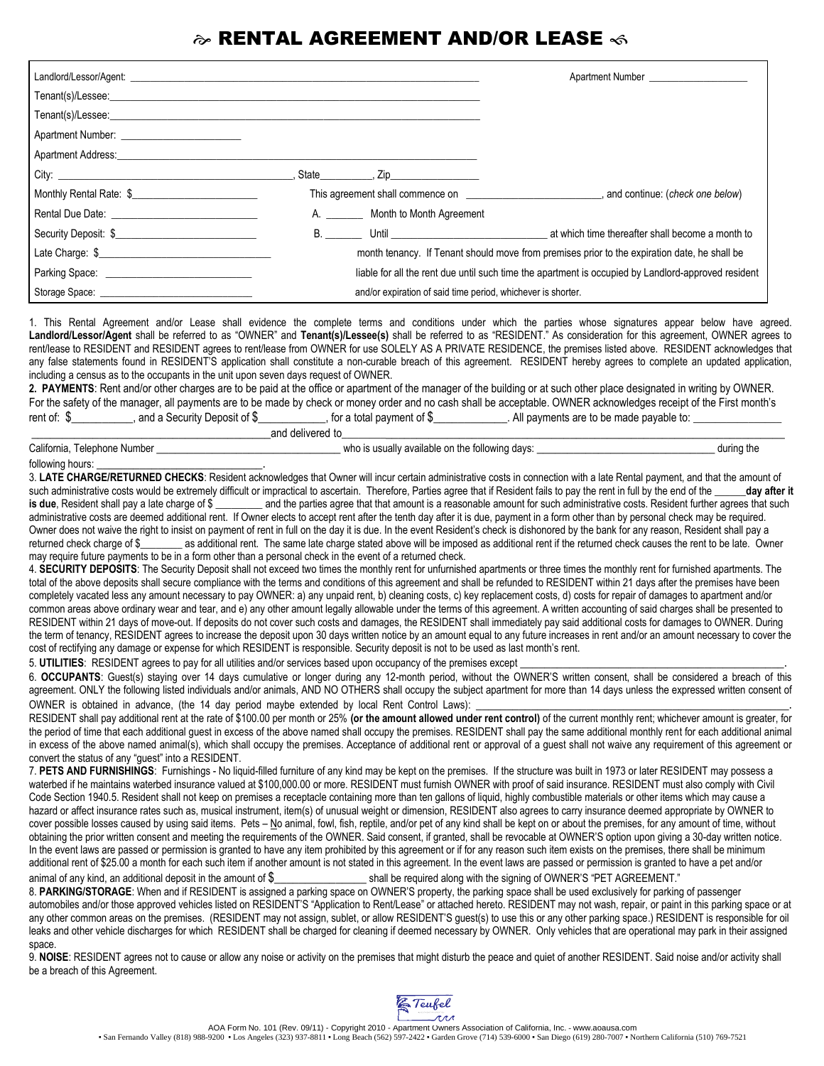# RENTAL AGREEMENT AND/OR LEASE

| | |
|---|---|
| Landlord/Lessor/Agent: ______________________________ | Apartment Number ______________ |
| Tenant(s)/Lessee: ______________________________ | |
| Tenant(s)/Lessee: ______________________________ | |
| Apartment Number: ______________ | |
| Apartment Address: ______________________________ | |
| City: ______________________, State________, Zip____________ | |
| Monthly Rental Rate: $______________ | This agreement shall commence on ______________, and continue: (*check one below*) |
| Rental Due Date: ______________ | A. _______ Month to Month Agreement |
| Security Deposit: $______________ | B. _______ Until ______________ at which time thereafter shall become a month to |
| Late Charge: $______________ | month tenancy. If Tenant should move from premises prior to the expiration date, he shall be |
| Parking Space: ______________ | liable for all the rent due until such time the apartment is occupied by Landlord-approved resident |
| Storage Space: ______________ | and/or expiration of said time period, whichever is shorter. |

1. This Rental Agreement and/or Lease shall evidence the complete terms and conditions under which the parties whose signatures appear below have agreed. **Landlord/Lessor/Agent** shall be referred to as "OWNER" and **Tenant(s)/Lessee(s)** shall be referred to as "RESIDENT." As consideration for this agreement, OWNER agrees to rent/lease to RESIDENT and RESIDENT agrees to rent/lease from OWNER for use SOLELY AS A PRIVATE RESIDENCE, the premises listed above. RESIDENT acknowledges that any false statements found in RESIDENT'S application shall constitute a non-curable breach of this agreement. RESIDENT hereby agrees to complete an updated application, including a census as to the occupants in the unit upon seven days request of OWNER.

**2. PAYMENTS**: Rent and/or other charges are to be paid at the office or apartment of the manager of the building or at such other place designated in writing by OWNER. For the safety of the manager, all payments are to be made by check or money order and no cash shall be acceptable. OWNER acknowledges receipt of the First month's rent of: $__________, and a Security Deposit of $__________, for a total payment of $__________. All payments are to be made payable to: ______________ ______________________________and delivered to______________________________ California, Telephone Number ______________________ who is usually available on the following days: ______________________ during the following hours: ______________________.

3. **LATE CHARGE/RETURNED CHECKS**: Resident acknowledges that Owner will incur certain administrative costs in connection with a late Rental payment, and that the amount of such administrative costs would be extremely difficult or impractical to ascertain. Therefore, Parties agree that if Resident fails to pay the rent in full by the end of the ______**day after it is due**, Resident shall pay a late charge of $ ________ and the parties agree that that amount is a reasonable amount for such administrative costs. Resident further agrees that such administrative costs are deemed additional rent. If Owner elects to accept rent after the tenth day after it is due, payment in a form other than by personal check may be required. Owner does not waive the right to insist on payment of rent in full on the day it is due. In the event Resident's check is dishonored by the bank for any reason, Resident shall pay a returned check charge of $________ as additional rent. The same late charge stated above will be imposed as additional rent if the returned check causes the rent to be late. Owner may require future payments to be in a form other than a personal check in the event of a returned check.

4. **SECURITY DEPOSITS**: The Security Deposit shall not exceed two times the monthly rent for unfurnished apartments or three times the monthly rent for furnished apartments. The total of the above deposits shall secure compliance with the terms and conditions of this agreement and shall be refunded to RESIDENT within 21 days after the premises have been completely vacated less any amount necessary to pay OWNER: a) any unpaid rent, b) cleaning costs, c) key replacement costs, d) costs for repair of damages to apartment and/or common areas above ordinary wear and tear, and e) any other amount legally allowable under the terms of this agreement. A written accounting of said charges shall be presented to RESIDENT within 21 days of move-out. If deposits do not cover such costs and damages, the RESIDENT shall immediately pay said additional costs for damages to OWNER. During the term of tenancy, RESIDENT agrees to increase the deposit upon 30 days written notice by an amount equal to any future increases in rent and/or an amount necessary to cover the cost of rectifying any damage or expense for which RESIDENT is responsible. Security deposit is not to be used as last month's rent.

5. **UTILITIES**: RESIDENT agrees to pay for all utilities and/or services based upon occupancy of the premises except ______________________________.

6. **OCCUPANTS**: Guest(s) staying over 14 days cumulative or longer during any 12-month period, without the OWNER'S written consent, shall be considered a breach of this agreement. ONLY the following listed individuals and/or animals, AND NO OTHERS shall occupy the subject apartment for more than 14 days unless the expressed written consent of OWNER is obtained in advance, (the 14 day period maybe extended by local Rent Control Laws): ______________________________.

RESIDENT shall pay additional rent at the rate of $100.00 per month or 25% **(or the amount allowed under rent control)** of the current monthly rent; whichever amount is greater, for the period of time that each additional guest in excess of the above named shall occupy the premises. RESIDENT shall pay the same additional monthly rent for each additional animal in excess of the above named animal(s), which shall occupy the premises. Acceptance of additional rent or approval of a guest shall not waive any requirement of this agreement or convert the status of any "guest" into a RESIDENT.

7. **PETS AND FURNISHINGS**: Furnishings - No liquid-filled furniture of any kind may be kept on the premises. If the structure was built in 1973 or later RESIDENT may possess a waterbed if he maintains waterbed insurance valued at $100,000.00 or more. RESIDENT must furnish OWNER with proof of said insurance. RESIDENT must also comply with Civil Code Section 1940.5. Resident shall not keep on premises a receptacle containing more than ten gallons of liquid, highly combustible materials or other items which may cause a hazard or affect insurance rates such as, musical instrument, item(s) of unusual weight or dimension, RESIDENT also agrees to carry insurance deemed appropriate by OWNER to cover possible losses caused by using said items. Pets – No animal, fowl, fish, reptile, and/or pet of any kind shall be kept on or about the premises, for any amount of time, without obtaining the prior written consent and meeting the requirements of the OWNER. Said consent, if granted, shall be revocable at OWNER'S option upon giving a 30-day written notice. In the event laws are passed or permission is granted to have any item prohibited by this agreement or if for any reason such item exists on the premises, there shall be minimum additional rent of $25.00 a month for each such item if another amount is not stated in this agreement. In the event laws are passed or permission is granted to have a pet and/or animal of any kind, an additional deposit in the amount of $______________ shall be required along with the signing of OWNER'S "PET AGREEMENT."

8. **PARKING/STORAGE**: When and if RESIDENT is assigned a parking space on OWNER'S property, the parking space shall be used exclusively for parking of passenger automobiles and/or those approved vehicles listed on RESIDENT'S "Application to Rent/Lease" or attached hereto. RESIDENT may not wash, repair, or paint in this parking space or at any other common areas on the premises. (RESIDENT may not assign, sublet, or allow RESIDENT'S guest(s) to use this or any other parking space.) RESIDENT is responsible for oil leaks and other vehicle discharges for which RESIDENT shall be charged for cleaning if deemed necessary by OWNER. Only vehicles that are operational may park in their assigned space.

9. **NOISE**: RESIDENT agrees not to cause or allow any noise or activity on the premises that might disturb the peace and quiet of another RESIDENT. Said noise and/or activity shall be a breach of this Agreement.

AOA Form No. 101 (Rev. 09/11) - Copyright 2010 - Apartment Owners Association of California, Inc. - www.aoausa.com
• San Fernando Valley (818) 988-9200 • Los Angeles (323) 937-8811 • Long Beach (562) 597-2422 • Garden Grove (714) 539-6000 • San Diego (619) 280-7007 • Northern California (510) 769-7521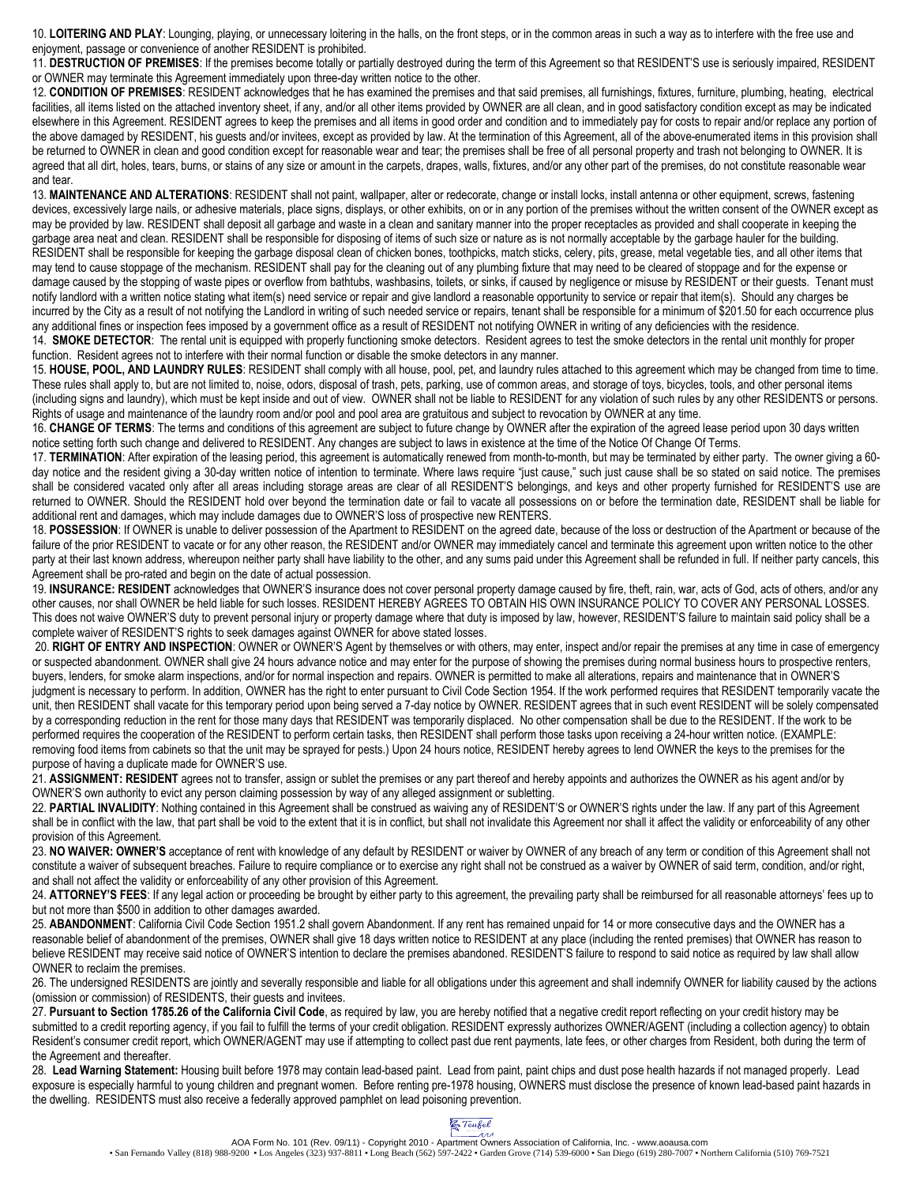10. **LOITERING AND PLAY**: Lounging, playing, or unnecessary loitering in the halls, on the front steps, or in the common areas in such a way as to interfere with the free use and enjoyment, passage or convenience of another RESIDENT is prohibited.

11. **DESTRUCTION OF PREMISES**: If the premises become totally or partially destroyed during the term of this Agreement so that RESIDENT'S use is seriously impaired, RESIDENT or OWNER may terminate this Agreement immediately upon three-day written notice to the other.

12. **CONDITION OF PREMISES**: RESIDENT acknowledges that he has examined the premises and that said premises, all furnishings, fixtures, furniture, plumbing, heating, electrical facilities, all items listed on the attached inventory sheet, if any, and/or all other items provided by OWNER are all clean, and in good satisfactory condition except as may be indicated elsewhere in this Agreement. RESIDENT agrees to keep the premises and all items in good order and condition and to immediately pay for costs to repair and/or replace any portion of the above damaged by RESIDENT, his guests and/or invitees, except as provided by law. At the termination of this Agreement, all of the above-enumerated items in this provision shall be returned to OWNER in clean and good condition except for reasonable wear and tear; the premises shall be free of all personal property and trash not belonging to OWNER. It is agreed that all dirt, holes, tears, burns, or stains of any size or amount in the carpets, drapes, walls, fixtures, and/or any other part of the premises, do not constitute reasonable wear and tear.

13. **MAINTENANCE AND ALTERATIONS**: RESIDENT shall not paint, wallpaper, alter or redecorate, change or install locks, install antenna or other equipment, screws, fastening devices, excessively large nails, or adhesive materials, place signs, displays, or other exhibits, on or in any portion of the premises without the written consent of the OWNER except as may be provided by law. RESIDENT shall deposit all garbage and waste in a clean and sanitary manner into the proper receptacles as provided and shall cooperate in keeping the garbage area neat and clean. RESIDENT shall be responsible for disposing of items of such size or nature as is not normally acceptable by the garbage hauler for the building. RESIDENT shall be responsible for keeping the garbage disposal clean of chicken bones, toothpicks, match sticks, celery, pits, grease, metal vegetable ties, and all other items that may tend to cause stoppage of the mechanism. RESIDENT shall pay for the cleaning out of any plumbing fixture that may need to be cleared of stoppage and for the expense or damage caused by the stopping of waste pipes or overflow from bathtubs, washbasins, toilets, or sinks, if caused by negligence or misuse by RESIDENT or their guests. Tenant must notify landlord with a written notice stating what item(s) need service or repair and give landlord a reasonable opportunity to service or repair that item(s). Should any charges be incurred by the City as a result of not notifying the Landlord in writing of such needed service or repairs, tenant shall be responsible for a minimum of $201.50 for each occurrence plus any additional fines or inspection fees imposed by a government office as a result of RESIDENT not notifying OWNER in writing of any deficiencies with the residence.

14. **SMOKE DETECTOR**: The rental unit is equipped with properly functioning smoke detectors. Resident agrees to test the smoke detectors in the rental unit monthly for proper function. Resident agrees not to interfere with their normal function or disable the smoke detectors in any manner.

15. **HOUSE, POOL, AND LAUNDRY RULES**: RESIDENT shall comply with all house, pool, pet, and laundry rules attached to this agreement which may be changed from time to time. These rules shall apply to, but are not limited to, noise, odors, disposal of trash, pets, parking, use of common areas, and storage of toys, bicycles, tools, and other personal items (including signs and laundry), which must be kept inside and out of view. OWNER shall not be liable to RESIDENT for any violation of such rules by any other RESIDENTS or persons. Rights of usage and maintenance of the laundry room and/or pool and pool area are gratuitous and subject to revocation by OWNER at any time.

16. **CHANGE OF TERMS**: The terms and conditions of this agreement are subject to future change by OWNER after the expiration of the agreed lease period upon 30 days written notice setting forth such change and delivered to RESIDENT. Any changes are subject to laws in existence at the time of the Notice Of Change Of Terms.

17. **TERMINATION**: After expiration of the leasing period, this agreement is automatically renewed from month-to-month, but may be terminated by either party. The owner giving a 60-day notice and the resident giving a 30-day written notice of intention to terminate. Where laws require "just cause," such just cause shall be so stated on said notice. The premises shall be considered vacated only after all areas including storage areas are clear of all RESIDENT'S belongings, and keys and other property furnished for RESIDENT'S use are returned to OWNER. Should the RESIDENT hold over beyond the termination date or fail to vacate all possessions on or before the termination date, RESIDENT shall be liable for additional rent and damages, which may include damages due to OWNER'S loss of prospective new RENTERS.

18. **POSSESSION**: If OWNER is unable to deliver possession of the Apartment to RESIDENT on the agreed date, because of the loss or destruction of the Apartment or because of the failure of the prior RESIDENT to vacate or for any other reason, the RESIDENT and/or OWNER may immediately cancel and terminate this agreement upon written notice to the other party at their last known address, whereupon neither party shall have liability to the other, and any sums paid under this Agreement shall be refunded in full. If neither party cancels, this Agreement shall be pro-rated and begin on the date of actual possession.

19. **INSURANCE: RESIDENT** acknowledges that OWNER'S insurance does not cover personal property damage caused by fire, theft, rain, war, acts of God, acts of others, and/or any other causes, nor shall OWNER be held liable for such losses. RESIDENT HEREBY AGREES TO OBTAIN HIS OWN INSURANCE POLICY TO COVER ANY PERSONAL LOSSES. This does not waive OWNER'S duty to prevent personal injury or property damage where that duty is imposed by law, however, RESIDENT'S failure to maintain said policy shall be a complete waiver of RESIDENT'S rights to seek damages against OWNER for above stated losses.

20. **RIGHT OF ENTRY AND INSPECTION**: OWNER or OWNER'S Agent by themselves or with others, may enter, inspect and/or repair the premises at any time in case of emergency or suspected abandonment. OWNER shall give 24 hours advance notice and may enter for the purpose of showing the premises during normal business hours to prospective renters, buyers, lenders, for smoke alarm inspections, and/or for normal inspection and repairs. OWNER is permitted to make all alterations, repairs and maintenance that in OWNER'S judgment is necessary to perform. In addition, OWNER has the right to enter pursuant to Civil Code Section 1954. If the work performed requires that RESIDENT temporarily vacate the unit, then RESIDENT shall vacate for this temporary period upon being served a 7-day notice by OWNER. RESIDENT agrees that in such event RESIDENT will be solely compensated by a corresponding reduction in the rent for those many days that RESIDENT was temporarily displaced. No other compensation shall be due to the RESIDENT. If the work to be performed requires the cooperation of the RESIDENT to perform certain tasks, then RESIDENT shall perform those tasks upon receiving a 24-hour written notice. (EXAMPLE: removing food items from cabinets so that the unit may be sprayed for pests.) Upon 24 hours notice, RESIDENT hereby agrees to lend OWNER the keys to the premises for the purpose of having a duplicate made for OWNER'S use.

21. **ASSIGNMENT: RESIDENT** agrees not to transfer, assign or sublet the premises or any part thereof and hereby appoints and authorizes the OWNER as his agent and/or by OWNER'S own authority to evict any person claiming possession by way of any alleged assignment or subletting.

22. **PARTIAL INVALIDITY**: Nothing contained in this Agreement shall be construed as waiving any of RESIDENT'S or OWNER'S rights under the law. If any part of this Agreement shall be in conflict with the law, that part shall be void to the extent that it is in conflict, but shall not invalidate this Agreement nor shall it affect the validity or enforceability of any other provision of this Agreement.

23. **NO WAIVER: OWNER'S** acceptance of rent with knowledge of any default by RESIDENT or waiver by OWNER of any breach of any term or condition of this Agreement shall not constitute a waiver of subsequent breaches. Failure to require compliance or to exercise any right shall not be construed as a waiver by OWNER of said term, condition, and/or right, and shall not affect the validity or enforceability of any other provision of this Agreement.

24. **ATTORNEY'S FEES**: If any legal action or proceeding be brought by either party to this agreement, the prevailing party shall be reimbursed for all reasonable attorneys' fees up to but not more than $500 in addition to other damages awarded.

25. **ABANDONMENT**: California Civil Code Section 1951.2 shall govern Abandonment. If any rent has remained unpaid for 14 or more consecutive days and the OWNER has a reasonable belief of abandonment of the premises, OWNER shall give 18 days written notice to RESIDENT at any place (including the rented premises) that OWNER has reason to believe RESIDENT may receive said notice of OWNER'S intention to declare the premises abandoned. RESIDENT'S failure to respond to said notice as required by law shall allow OWNER to reclaim the premises.

26. The undersigned RESIDENTS are jointly and severally responsible and liable for all obligations under this agreement and shall indemnify OWNER for liability caused by the actions (omission or commission) of RESIDENTS, their guests and invitees.

27. **Pursuant to Section 1785.26 of the California Civil Code**, as required by law, you are hereby notified that a negative credit report reflecting on your credit history may be submitted to a credit reporting agency, if you fail to fulfill the terms of your credit obligation. RESIDENT expressly authorizes OWNER/AGENT (including a collection agency) to obtain Resident's consumer credit report, which OWNER/AGENT may use if attempting to collect past due rent payments, late fees, or other charges from Resident, both during the term of the Agreement and thereafter.

28. **Lead Warning Statement:** Housing built before 1978 may contain lead-based paint. Lead from paint, paint chips and dust pose health hazards if not managed properly. Lead exposure is especially harmful to young children and pregnant women. Before renting pre-1978 housing, OWNERS must disclose the presence of known lead-based paint hazards in the dwelling. RESIDENTS must also receive a federally approved pamphlet on lead poisoning prevention.

AOA Form No. 101 (Rev. 09/11) - Copyright 2010 - Apartment Owners Association of California, Inc. - www.aoausa.com
• San Fernando Valley (818) 988-9200 • Los Angeles (323) 937-8811 • Long Beach (562) 597-2422 • Garden Grove (714) 539-6000 • San Diego (619) 280-7007 • Northern California (510) 769-7521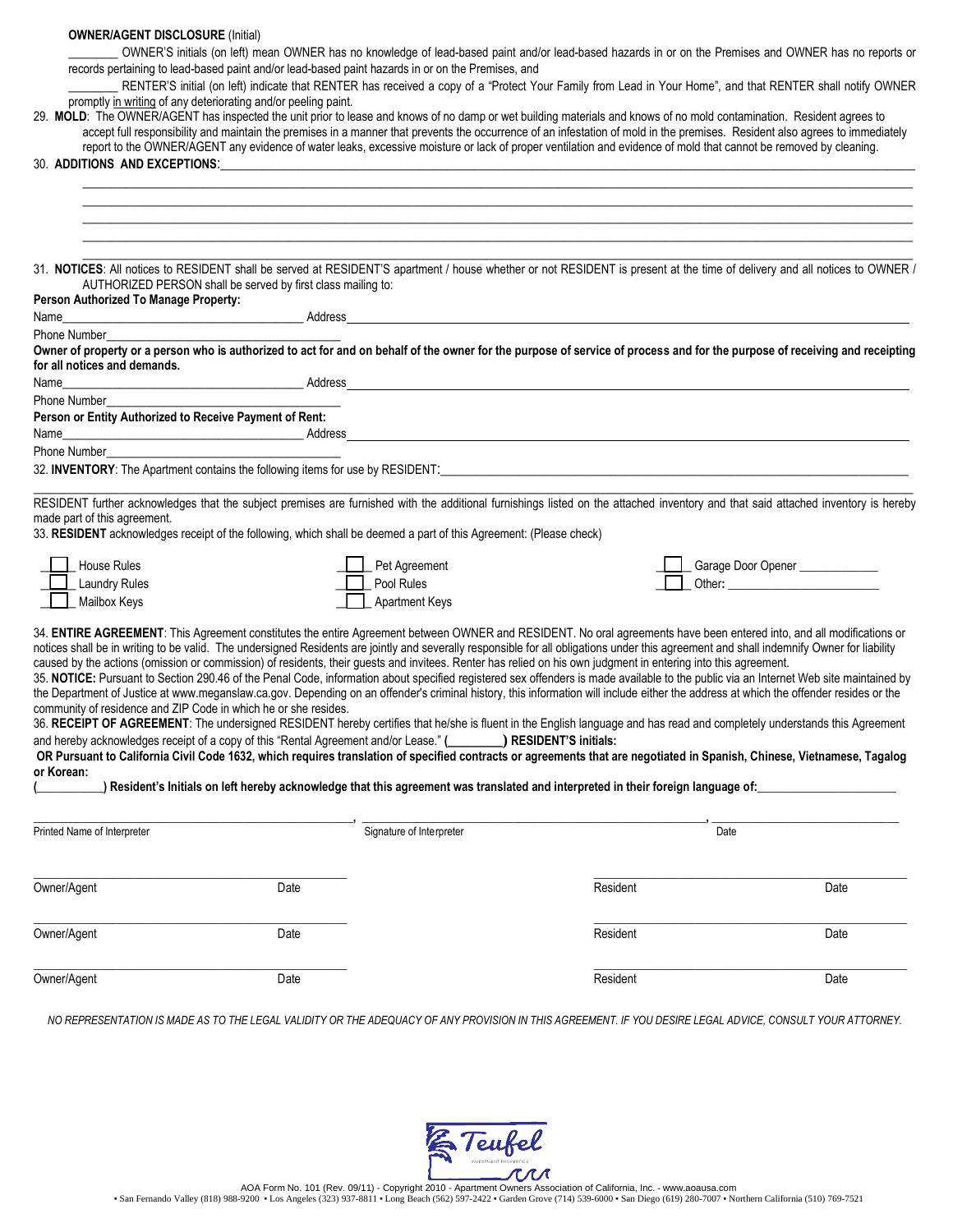**OWNER/AGENT DISCLOSURE** (Initial)

________ OWNER'S initials (on left) mean OWNER has no knowledge of lead-based paint and/or lead-based hazards in or on the Premises and OWNER has no reports or records pertaining to lead-based paint and/or lead-based paint hazards in or on the Premises, and

________ RENTER'S initial (on left) indicate that RENTER has received a copy of a "Protect Your Family from Lead in Your Home", and that RENTER shall notify OWNER promptly in writing of any deteriorating and/or peeling paint.

29. **MOLD**: The OWNER/AGENT has inspected the unit prior to lease and knows of no damp or wet building materials and knows of no mold contamination. Resident agrees to accept full responsibility and maintain the premises in a manner that prevents the occurrence of an infestation of mold in the premises. Resident also agrees to immediately report to the OWNER/AGENT any evidence of water leaks, excessive moisture or lack of proper ventilation and evidence of mold that cannot be removed by cleaning.

30. **ADDITIONS AND EXCEPTIONS**:______________________________________________________________________________

______________________________________________________________________________________________________

______________________________________________________________________________________________________

______________________________________________________________________________________________________

______________________________________________________________________________________________________

______________________________________________________________________________________________________

31. **NOTICES**: All notices to RESIDENT shall be served at RESIDENT'S apartment / house whether or not RESIDENT is present at the time of delivery and all notices to OWNER / AUTHORIZED PERSON shall be served by first class mailing to:

**Person Authorized To Manage Property:**

Name______________________________ Address______________________________________________

Phone Number______________________________

**Owner of property or a person who is authorized to act for and on behalf of the owner for the purpose of service of process and for the purpose of receiving and receipting for all notices and demands.**

Name______________________________ Address______________________________________________

Phone Number______________________________

**Person or Entity Authorized to Receive Payment of Rent:**

Name______________________________ Address______________________________________________

Phone Number______________________________

32. **INVENTORY**: The Apartment contains the following items for use by RESIDENT:_______________________________________

______________________________________________________________________________________________________

RESIDENT further acknowledges that the subject premises are furnished with the additional furnishings listed on the attached inventory and that said attached inventory is hereby made part of this agreement.

33. **RESIDENT** acknowledges receipt of the following, which shall be deemed a part of this Agreement: (Please check)

☐ House Rules
☐ Laundry Rules
☐ Mailbox Keys
☐ Pet Agreement
☐ Pool Rules
☐ Apartment Keys
☐ Garage Door Opener ____________
☐ Other: ________________________

34. **ENTIRE AGREEMENT**: This Agreement constitutes the entire Agreement between OWNER and RESIDENT. No oral agreements have been entered into, and all modifications or notices shall be in writing to be valid. The undersigned Residents are jointly and severally responsible for all obligations under this agreement and shall indemnify Owner for liability caused by the actions (omission or commission) of residents, their guests and invitees. Renter has relied on his own judgment in entering into this agreement.

35. **NOTICE:** Pursuant to Section 290.46 of the Penal Code, information about specified registered sex offenders is made available to the public via an Internet Web site maintained by the Department of Justice at www.meganslaw.ca.gov. Depending on an offender's criminal history, this information will include either the address at which the offender resides or the community of residence and ZIP Code in which he or she resides.

36. **RECEIPT OF AGREEMENT**: The undersigned RESIDENT hereby certifies that he/she is fluent in the English language and has read and completely understands this Agreement and hereby acknowledges receipt of a copy of this "Rental Agreement and/or Lease." **(________) RESIDENT'S initials:**

**OR Pursuant to California Civil Code 1632, which requires translation of specified contracts or agreements that are negotiated in Spanish, Chinese, Vietnamese, Tagalog or Korean:**

**(__________) Resident's Initials on left hereby acknowledge that this agreement was translated and interpreted in their foreign language of:____________________**

______________________________, ______________________________, ____________________

Printed Name of Interpreter | Signature of Interpreter | Date

______________________________ ______________________________

Owner/Agent Date | Resident Date

______________________________ ______________________________

Owner/Agent Date | Resident Date

______________________________ ______________________________

Owner/Agent Date | Resident Date

*NO REPRESENTATION IS MADE AS TO THE LEGAL VALIDITY OR THE ADEQUACY OF ANY PROVISION IN THIS AGREEMENT. IF YOU DESIRE LEGAL ADVICE, CONSULT YOUR ATTORNEY.*

Teufel
INVESTMENT PROPERTIES

AOA Form No. 101 (Rev. 09/11) - Copyright 2010 - Apartment Owners Association of California, Inc. - www.aoausa.com
• San Fernando Valley (818) 988-9200 • Los Angeles (323) 937-8811 • Long Beach (562) 597-2422 • Garden Grove (714) 539-6000 • San Diego (619) 280-7007 • Northern California (510) 769-7521